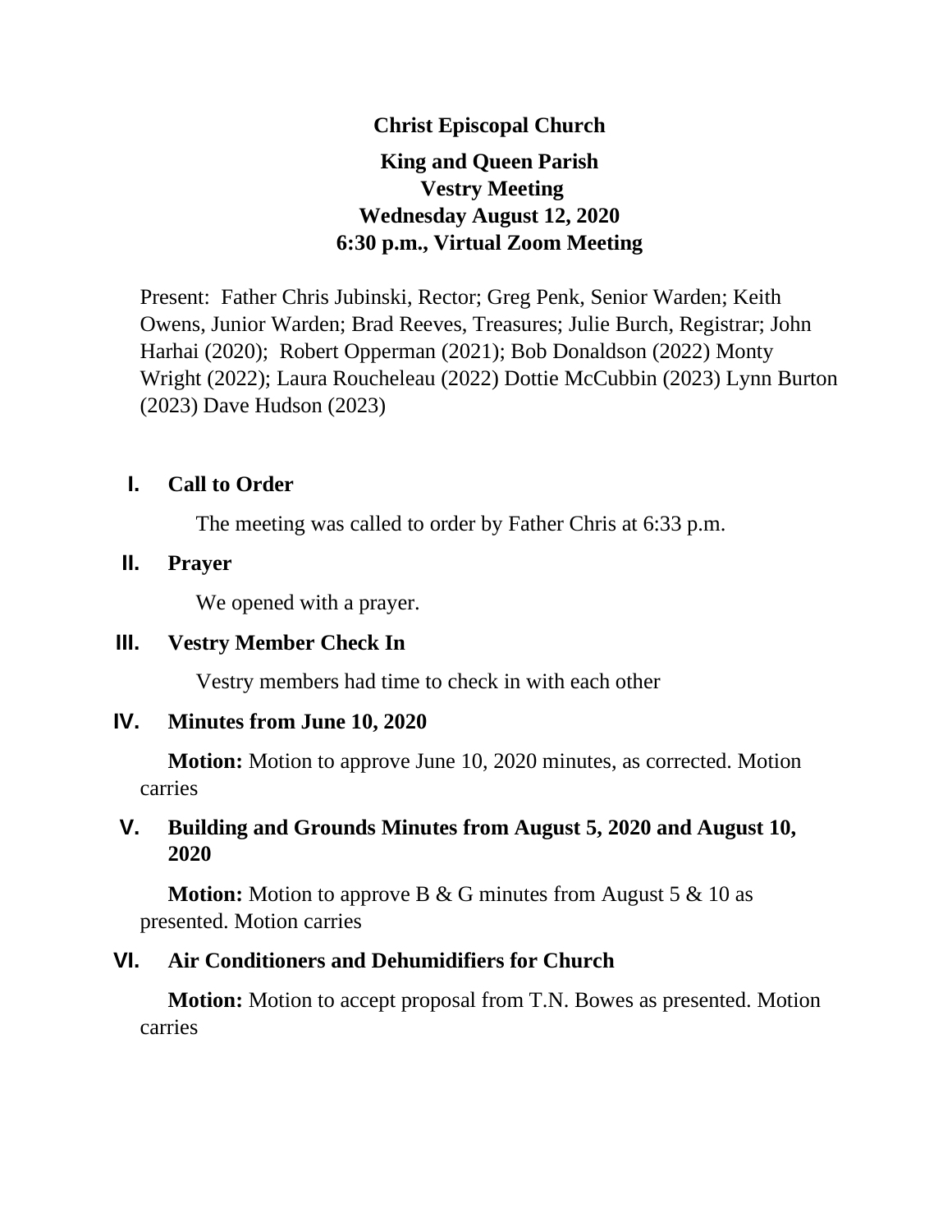**Christ Episcopal Church**

**King and Queen Parish**
**Vestry Meeting**
**Wednesday August 12, 2020**
**6:30 p.m., Virtual Zoom Meeting**

Present: Father Chris Jubinski, Rector; Greg Penk, Senior Warden; Keith Owens, Junior Warden; Brad Reeves, Treasures; Julie Burch, Registrar; John Harhai (2020); Robert Opperman (2021); Bob Donaldson (2022) Monty Wright (2022); Laura Roucheleau (2022) Dottie McCubbin (2023) Lynn Burton (2023) Dave Hudson (2023)

## I. Call to Order

The meeting was called to order by Father Chris at 6:33 p.m.

## II. Prayer

We opened with a prayer.

## III. Vestry Member Check In

Vestry members had time to check in with each other

## IV. Minutes from June 10, 2020

**Motion:** Motion to approve June 10, 2020 minutes, as corrected. Motion carries

## V. Building and Grounds Minutes from August 5, 2020 and August 10, 2020

**Motion:** Motion to approve B & G minutes from August 5 & 10 as presented. Motion carries

## VI. Air Conditioners and Dehumidifiers for Church

**Motion:** Motion to accept proposal from T.N. Bowes as presented. Motion carries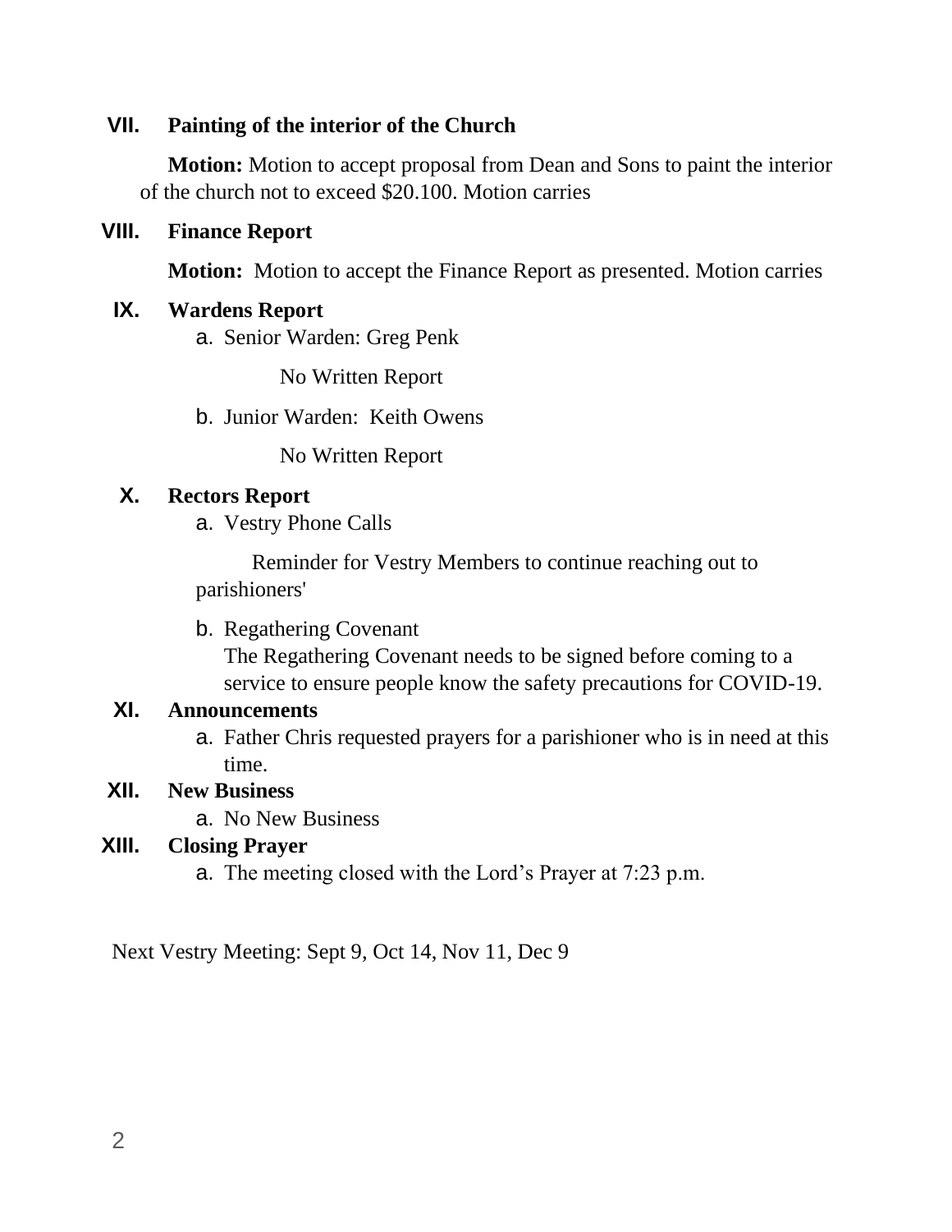## VII. Painting of the interior of the Church

**Motion:** Motion to accept proposal from Dean and Sons to paint the interior of the church not to exceed $20.100. Motion carries

## VIII. Finance Report

**Motion:** Motion to accept the Finance Report as presented. Motion carries

## IX. Wardens Report

a. Senior Warden: Greg Penk

No Written Report

b. Junior Warden: Keith Owens

No Written Report

## X. Rectors Report

a. Vestry Phone Calls

Reminder for Vestry Members to continue reaching out to parishioners'

b. Regathering Covenant

The Regathering Covenant needs to be signed before coming to a service to ensure people know the safety precautions for COVID-19.

## XI. Announcements

a. Father Chris requested prayers for a parishioner who is in need at this time.

## XII. New Business

a. No New Business

## XIII. Closing Prayer

a. The meeting closed with the Lord's Prayer at 7:23 p.m.

Next Vestry Meeting: Sept 9, Oct 14, Nov 11, Dec 9